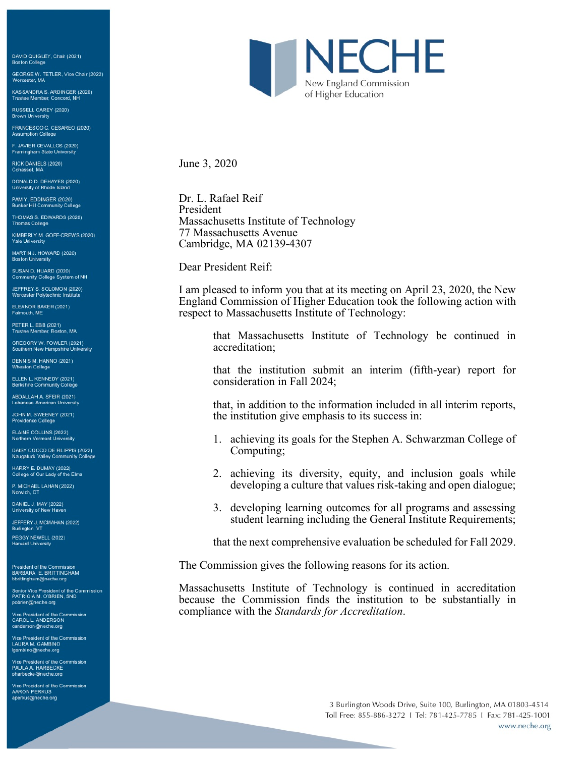DAVID QUIGLEY, Chair (2021)
Boston College

GEORGE W. TETLER, Vice Chair (2022)
Worcester, MA

KASSANDRA S. ARDINGER (2020)
Trustee Member, Concord, NH

RUSSELL CAREY (2020)
Brown University

FRANCESCO C. CESAREO (2020)
Assumption College

F. JAVIER CEVALLOS (2020)
Framingham State University

RICK DANIELS (2020)
Cohasset, MA

DONALD D. DEHAYES (2020)
University of Rhode Island

PAM Y. EDDINGER (2020)
Bunker Hill Community College

THOMAS S. EDWARDS (2020)
Thomas College

KIMBERLY M. GOFF-CREWS (2020)
Yale University

MARTIN J. HOWARD (2020)
Boston University

SUSAN D. HUARD (2020)
Community College System of NH

JEFFREY S. SOLOMON (2020)
Worcester Polytechnic Institute

ELEANOR BAKER (2021)
Falmouth, ME

PETER L. EBB (2021)
Trustee Member, Boston, MA

GREGORY W. FOWLER (2021)
Southern New Hampshire University

DENNIS M. HANNO (2021)
Wheaton College

ELLEN L. KENNEDY (2021)
Berkshire Community College

ABDALLAH A. SFEIR (2021)
Lebanese American University

JOHN M. SWEENEY (2021)
Providence College

ELAINE COLLINS (2022)
Northern Vermont University

DAISY COCCO DE FILIPPIS (2022)
Naugatuck Valley Community College

HARRY E. DUMAY (2022)
College of Our Lady of the Elms

P. MICHAEL LAHAN (2022)
Norwich, CT

DANIEL J. MAY (2022)
University of New Haven

JEFFERY J. MCMAHAN (2022)
Burlington, VT

PEGGY NEWELL (2022)
Harvard University

President of the Commission
BARBARA E. BRITTINGHAM
bbrittingham@neche.org

Senior Vice President of the Commission
PATRICIA M. O'BRIEN, SND
pobrien@neche.org

Vice President of the Commission
CAROL L. ANDERSON
canderson@neche.org

Vice President of the Commission
LAURA M. GAMBINO
lgambino@neche.org

Vice President of the Commission
PAULA A. HARBECKE
pharbecke@neche.org

Vice President of the Commission
AARON PERKUS
aperkus@neche.org

NECHE
New England Commission of Higher Education

June 3, 2020

Dr. L. Rafael Reif
President
Massachusetts Institute of Technology
77 Massachusetts Avenue
Cambridge, MA 02139-4307

Dear President Reif:

I am pleased to inform you that at its meeting on April 23, 2020, the New England Commission of Higher Education took the following action with respect to Massachusetts Institute of Technology:

> that Massachusetts Institute of Technology be continued in accreditation;
>
> that the institution submit an interim (fifth-year) report for consideration in Fall 2024;
>
> that, in addition to the information included in all interim reports, the institution give emphasis to its success in:
>
> 1. achieving its goals for the Stephen A. Schwarzman College of Computing;
> 2. achieving its diversity, equity, and inclusion goals while developing a culture that values risk-taking and open dialogue;
> 3. developing learning outcomes for all programs and assessing student learning including the General Institute Requirements;
>
> that the next comprehensive evaluation be scheduled for Fall 2029.

The Commission gives the following reasons for its action.

Massachusetts Institute of Technology is continued in accreditation because the Commission finds the institution to be substantially in compliance with the *Standards for Accreditation*.

3 Burlington Woods Drive, Suite 100, Burlington, MA 01803-4514
Toll Free: 855-886-3272 | Tel: 781-425-7785 | Fax: 781-425-1001
www.neche.org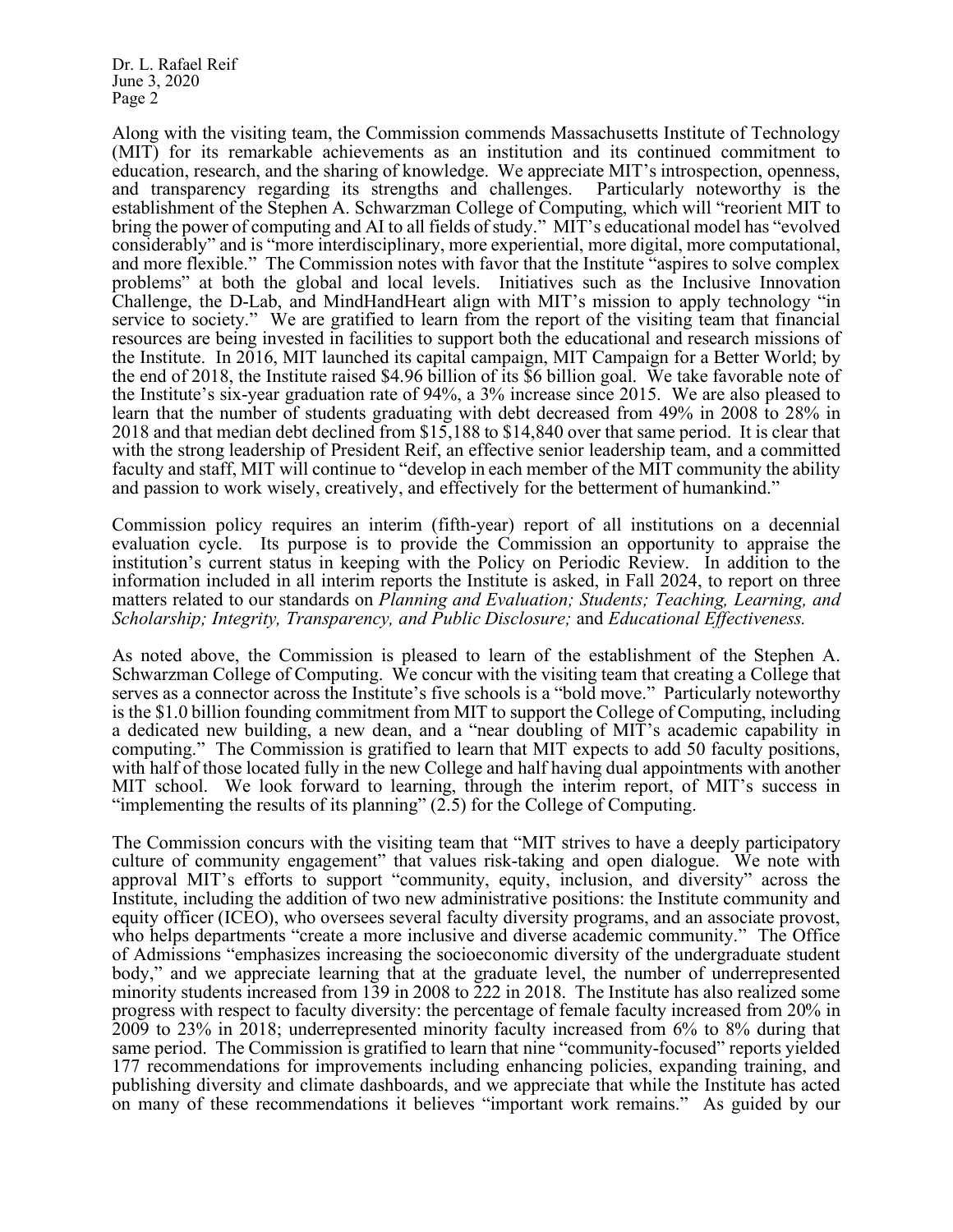Along with the visiting team, the Commission commends Massachusetts Institute of Technology (MIT) for its remarkable achievements as an institution and its continued commitment to education, research, and the sharing of knowledge. We appreciate MIT's introspection, openness, and transparency regarding its strengths and challenges. Particularly noteworthy is the establishment of the Stephen A. Schwarzman College of Computing, which will "reorient MIT to bring the power of computing and AI to all fields of study." MIT's educational model has "evolved considerably" and is "more interdisciplinary, more experiential, more digital, more computational, and more flexible." The Commission notes with favor that the Institute "aspires to solve complex problems" at both the global and local levels. Initiatives such as the Inclusive Innovation Challenge, the D-Lab, and MindHandHeart align with MIT's mission to apply technology "in service to society." We are gratified to learn from the report of the visiting team that financial resources are being invested in facilities to support both the educational and research missions of the Institute. In 2016, MIT launched its capital campaign, MIT Campaign for a Better World; by the end of 2018, the Institute raised $4.96 billion of its $6 billion goal. We take favorable note of the Institute's six-year graduation rate of 94%, a 3% increase since 2015. We are also pleased to learn that the number of students graduating with debt decreased from 49% in 2008 to 28% in 2018 and that median debt declined from $15,188 to $14,840 over that same period. It is clear that with the strong leadership of President Reif, an effective senior leadership team, and a committed faculty and staff, MIT will continue to "develop in each member of the MIT community the ability and passion to work wisely, creatively, and effectively for the betterment of humankind."

Commission policy requires an interim (fifth-year) report of all institutions on a decennial evaluation cycle. Its purpose is to provide the Commission an opportunity to appraise the institution's current status in keeping with the Policy on Periodic Review. In addition to the information included in all interim reports the Institute is asked, in Fall 2024, to report on three matters related to our standards on *Planning and Evaluation; Students; Teaching, Learning, and Scholarship; Integrity, Transparency, and Public Disclosure;* and *Educational Effectiveness.*

As noted above, the Commission is pleased to learn of the establishment of the Stephen A. Schwarzman College of Computing. We concur with the visiting team that creating a College that serves as a connector across the Institute's five schools is a "bold move." Particularly noteworthy is the $1.0 billion founding commitment from MIT to support the College of Computing, including a dedicated new building, a new dean, and a "near doubling of MIT's academic capability in computing." The Commission is gratified to learn that MIT expects to add 50 faculty positions, with half of those located fully in the new College and half having dual appointments with another MIT school. We look forward to learning, through the interim report, of MIT's success in "implementing the results of its planning" (2.5) for the College of Computing.

The Commission concurs with the visiting team that "MIT strives to have a deeply participatory culture of community engagement" that values risk-taking and open dialogue. We note with approval MIT's efforts to support "community, equity, inclusion, and diversity" across the Institute, including the addition of two new administrative positions: the Institute community and equity officer (ICEO), who oversees several faculty diversity programs, and an associate provost, who helps departments "create a more inclusive and diverse academic community." The Office of Admissions "emphasizes increasing the socioeconomic diversity of the undergraduate student body," and we appreciate learning that at the graduate level, the number of underrepresented minority students increased from 139 in 2008 to 222 in 2018. The Institute has also realized some progress with respect to faculty diversity: the percentage of female faculty increased from 20% in 2009 to 23% in 2018; underrepresented minority faculty increased from 6% to 8% during that same period. The Commission is gratified to learn that nine "community-focused" reports yielded 177 recommendations for improvements including enhancing policies, expanding training, and publishing diversity and climate dashboards, and we appreciate that while the Institute has acted on many of these recommendations it believes "important work remains." As guided by our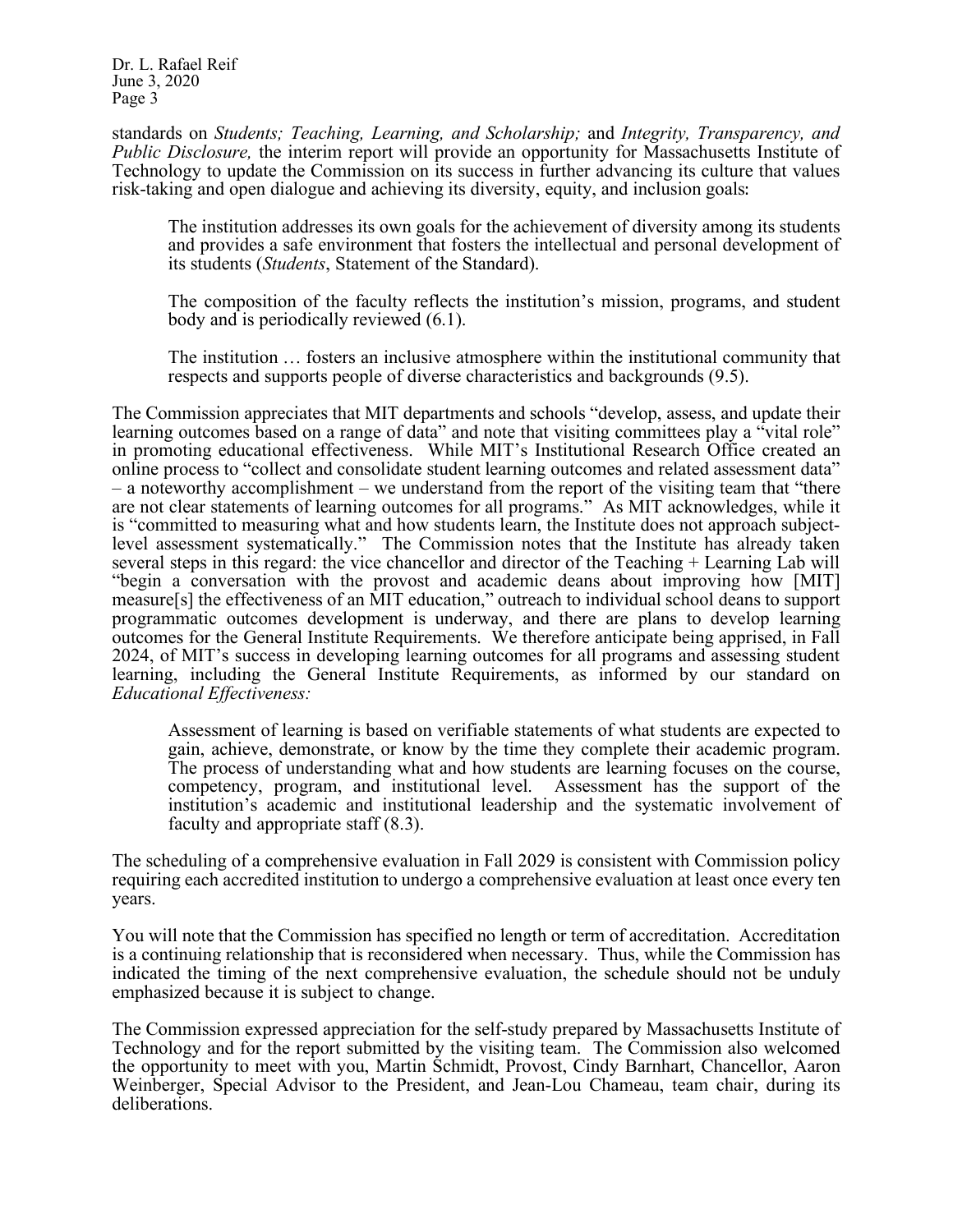standards on *Students; Teaching, Learning, and Scholarship;* and *Integrity, Transparency, and Public Disclosure,* the interim report will provide an opportunity for Massachusetts Institute of Technology to update the Commission on its success in further advancing its culture that values risk-taking and open dialogue and achieving its diversity, equity, and inclusion goals:

> The institution addresses its own goals for the achievement of diversity among its students and provides a safe environment that fosters the intellectual and personal development of its students (*Students*, Statement of the Standard).
>
> The composition of the faculty reflects the institution's mission, programs, and student body and is periodically reviewed (6.1).
>
> The institution … fosters an inclusive atmosphere within the institutional community that respects and supports people of diverse characteristics and backgrounds (9.5).

The Commission appreciates that MIT departments and schools "develop, assess, and update their learning outcomes based on a range of data" and note that visiting committees play a "vital role" in promoting educational effectiveness. While MIT's Institutional Research Office created an online process to "collect and consolidate student learning outcomes and related assessment data" – a noteworthy accomplishment – we understand from the report of the visiting team that "there are not clear statements of learning outcomes for all programs." As MIT acknowledges, while it is "committed to measuring what and how students learn, the Institute does not approach subject-level assessment systematically." The Commission notes that the Institute has already taken several steps in this regard: the vice chancellor and director of the Teaching + Learning Lab will "begin a conversation with the provost and academic deans about improving how [MIT] measure[s] the effectiveness of an MIT education," outreach to individual school deans to support programmatic outcomes development is underway, and there are plans to develop learning outcomes for the General Institute Requirements. We therefore anticipate being apprised, in Fall 2024, of MIT's success in developing learning outcomes for all programs and assessing student learning, including the General Institute Requirements, as informed by our standard on *Educational Effectiveness:*

> Assessment of learning is based on verifiable statements of what students are expected to gain, achieve, demonstrate, or know by the time they complete their academic program. The process of understanding what and how students are learning focuses on the course, competency, program, and institutional level. Assessment has the support of the institution's academic and institutional leadership and the systematic involvement of faculty and appropriate staff (8.3).

The scheduling of a comprehensive evaluation in Fall 2029 is consistent with Commission policy requiring each accredited institution to undergo a comprehensive evaluation at least once every ten years.

You will note that the Commission has specified no length or term of accreditation. Accreditation is a continuing relationship that is reconsidered when necessary. Thus, while the Commission has indicated the timing of the next comprehensive evaluation, the schedule should not be unduly emphasized because it is subject to change.

The Commission expressed appreciation for the self-study prepared by Massachusetts Institute of Technology and for the report submitted by the visiting team. The Commission also welcomed the opportunity to meet with you, Martin Schmidt, Provost, Cindy Barnhart, Chancellor, Aaron Weinberger, Special Advisor to the President, and Jean-Lou Chameau, team chair, during its deliberations.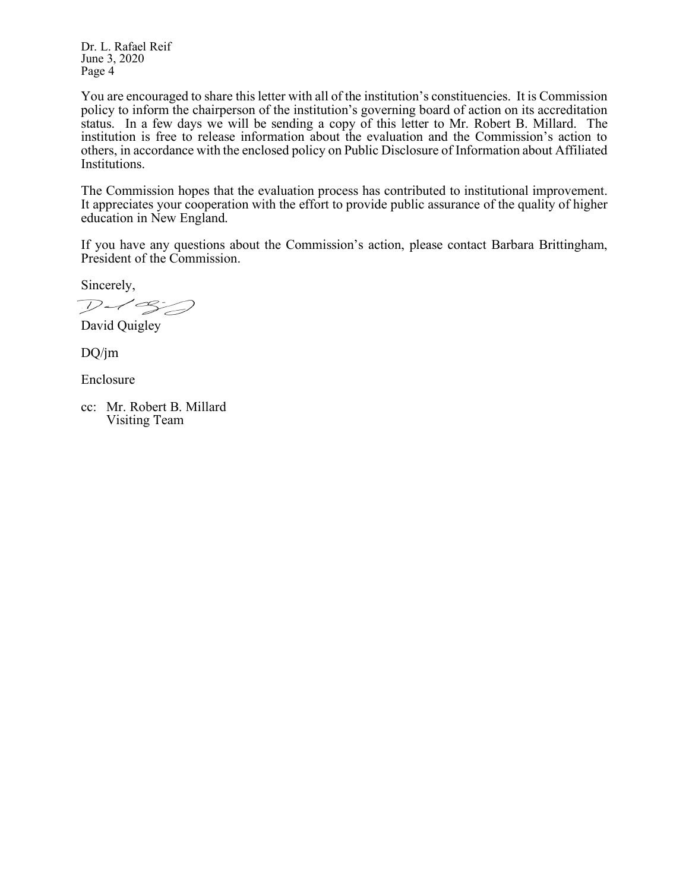You are encouraged to share this letter with all of the institution's constituencies. It is Commission policy to inform the chairperson of the institution's governing board of action on its accreditation status. In a few days we will be sending a copy of this letter to Mr. Robert B. Millard. The institution is free to release information about the evaluation and the Commission's action to others, in accordance with the enclosed policy on Public Disclosure of Information about Affiliated Institutions.

The Commission hopes that the evaluation process has contributed to institutional improvement. It appreciates your cooperation with the effort to provide public assurance of the quality of higher education in New England.

If you have any questions about the Commission's action, please contact Barbara Brittingham, President of the Commission.

Sincerely,

David Quigley

DQ/jm

Enclosure

cc: Mr. Robert B. Millard
Visiting Team